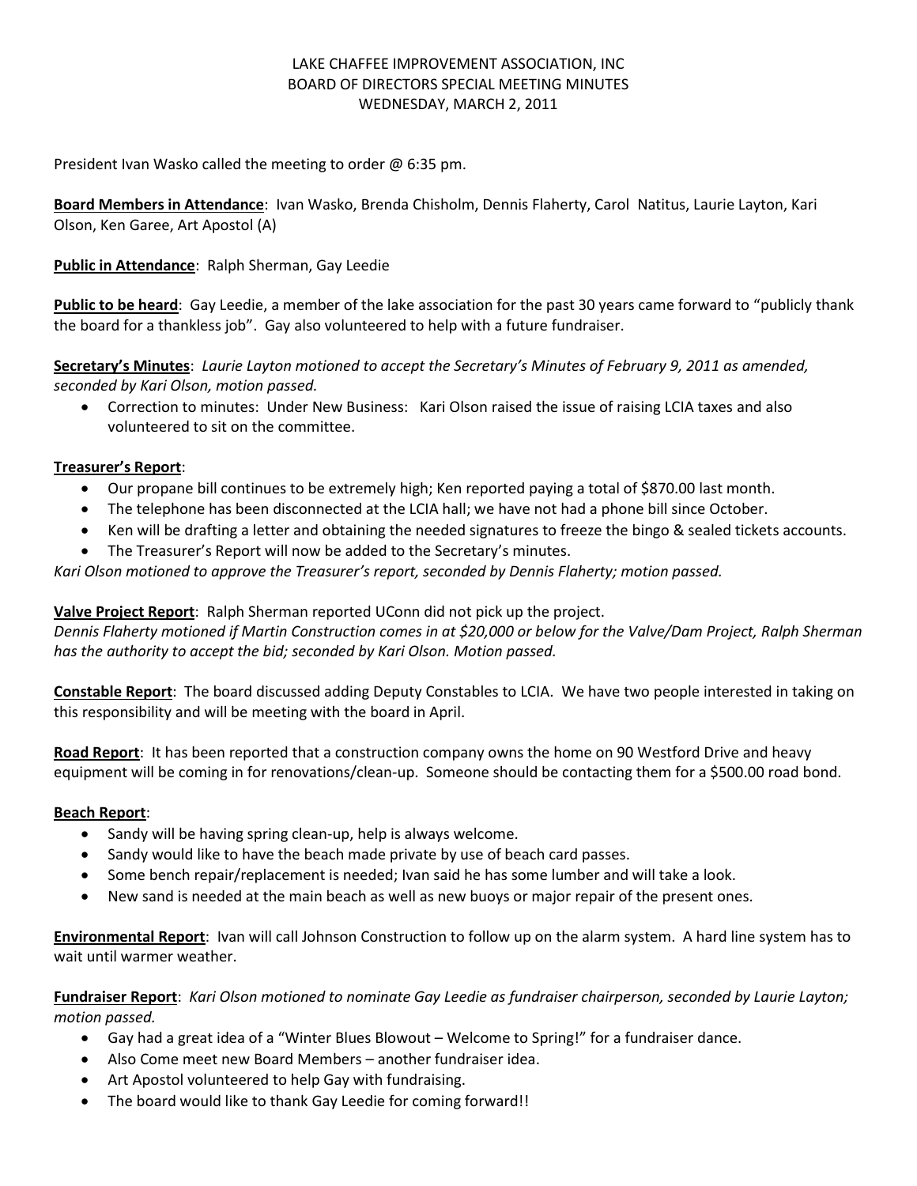LAKE CHAFFEE IMPROVEMENT ASSOCIATION, INC
BOARD OF DIRECTORS SPECIAL MEETING MINUTES
WEDNESDAY, MARCH 2, 2011

President Ivan Wasko called the meeting to order @ 6:35 pm.

**Board Members in Attendance**: Ivan Wasko, Brenda Chisholm, Dennis Flaherty, Carol Natitus, Laurie Layton, Kari Olson, Ken Garee, Art Apostol (A)

**Public in Attendance**: Ralph Sherman, Gay Leedie

**Public to be heard**: Gay Leedie, a member of the lake association for the past 30 years came forward to "publicly thank the board for a thankless job". Gay also volunteered to help with a future fundraiser.

**Secretary's Minutes**: *Laurie Layton motioned to accept the Secretary's Minutes of February 9, 2011 as amended, seconded by Kari Olson, motion passed.*

- Correction to minutes: Under New Business: Kari Olson raised the issue of raising LCIA taxes and also volunteered to sit on the committee.

**Treasurer's Report**:

- Our propane bill continues to be extremely high; Ken reported paying a total of $870.00 last month.
- The telephone has been disconnected at the LCIA hall; we have not had a phone bill since October.
- Ken will be drafting a letter and obtaining the needed signatures to freeze the bingo & sealed tickets accounts.
- The Treasurer's Report will now be added to the Secretary's minutes.

*Kari Olson motioned to approve the Treasurer's report, seconded by Dennis Flaherty; motion passed.*

**Valve Project Report**: Ralph Sherman reported UConn did not pick up the project.
*Dennis Flaherty motioned if Martin Construction comes in at $20,000 or below for the Valve/Dam Project, Ralph Sherman has the authority to accept the bid; seconded by Kari Olson. Motion passed.*

**Constable Report**: The board discussed adding Deputy Constables to LCIA. We have two people interested in taking on this responsibility and will be meeting with the board in April.

**Road Report**: It has been reported that a construction company owns the home on 90 Westford Drive and heavy equipment will be coming in for renovations/clean-up. Someone should be contacting them for a $500.00 road bond.

**Beach Report**:

- Sandy will be having spring clean-up, help is always welcome.
- Sandy would like to have the beach made private by use of beach card passes.
- Some bench repair/replacement is needed; Ivan said he has some lumber and will take a look.
- New sand is needed at the main beach as well as new buoys or major repair of the present ones.

**Environmental Report**: Ivan will call Johnson Construction to follow up on the alarm system. A hard line system has to wait until warmer weather.

**Fundraiser Report**: *Kari Olson motioned to nominate Gay Leedie as fundraiser chairperson, seconded by Laurie Layton; motion passed.*

- Gay had a great idea of a "Winter Blues Blowout – Welcome to Spring!" for a fundraiser dance.
- Also Come meet new Board Members – another fundraiser idea.
- Art Apostol volunteered to help Gay with fundraising.
- The board would like to thank Gay Leedie for coming forward!!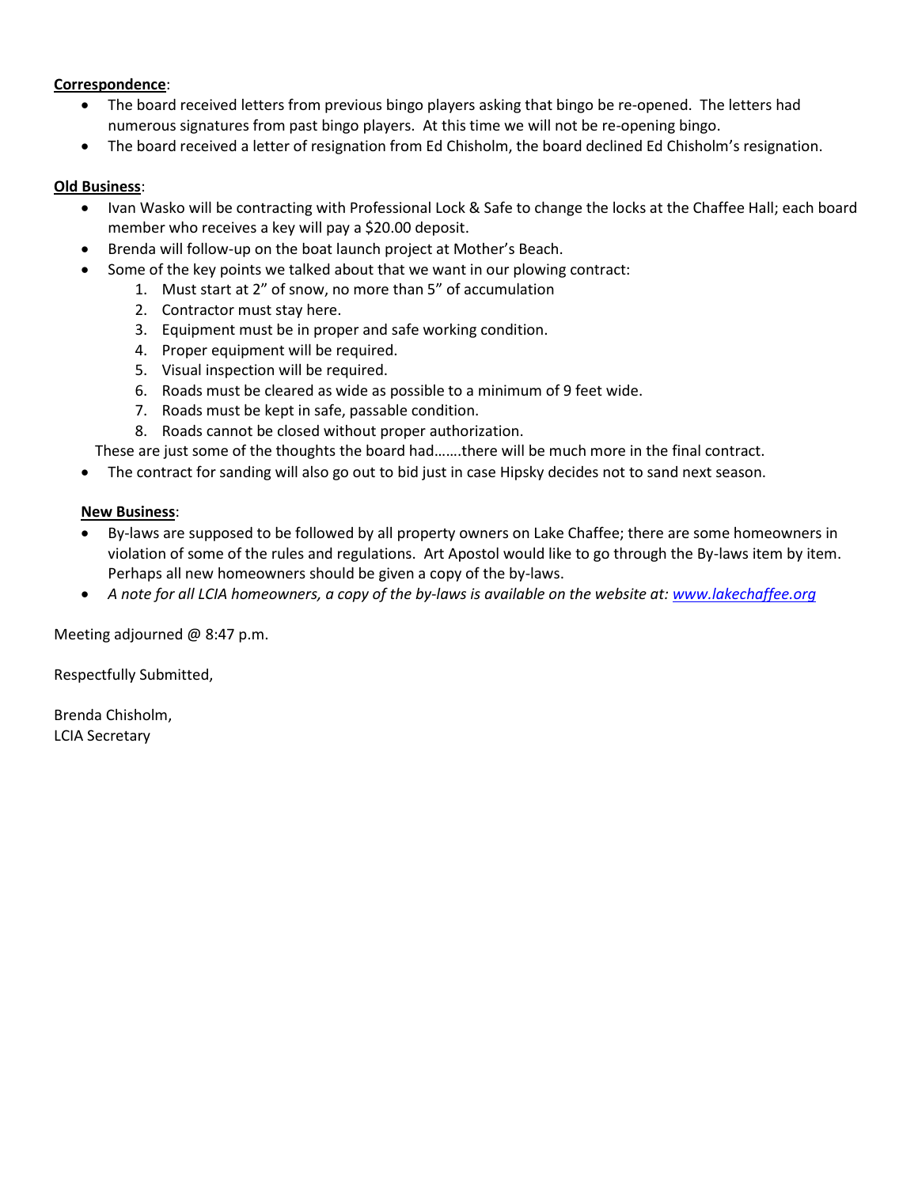**Correspondence**:

- The board received letters from previous bingo players asking that bingo be re-opened. The letters had numerous signatures from past bingo players. At this time we will not be re-opening bingo.
- The board received a letter of resignation from Ed Chisholm, the board declined Ed Chisholm's resignation.

**Old Business**:

- Ivan Wasko will be contracting with Professional Lock & Safe to change the locks at the Chaffee Hall; each board member who receives a key will pay a $20.00 deposit.
- Brenda will follow-up on the boat launch project at Mother's Beach.
- Some of the key points we talked about that we want in our plowing contract:
  1. Must start at 2" of snow, no more than 5" of accumulation
  2. Contractor must stay here.
  3. Equipment must be in proper and safe working condition.
  4. Proper equipment will be required.
  5. Visual inspection will be required.
  6. Roads must be cleared as wide as possible to a minimum of 9 feet wide.
  7. Roads must be kept in safe, passable condition.
  8. Roads cannot be closed without proper authorization.

  These are just some of the thoughts the board had…….there will be much more in the final contract.
- The contract for sanding will also go out to bid just in case Hipsky decides not to sand next season.

**New Business**:

- By-laws are supposed to be followed by all property owners on Lake Chaffee; there are some homeowners in violation of some of the rules and regulations. Art Apostol would like to go through the By-laws item by item. Perhaps all new homeowners should be given a copy of the by-laws.
- *A note for all LCIA homeowners, a copy of the by-laws is available on the website at: [www.lakechaffee.org](www.lakechaffee.org)*

Meeting adjourned @ 8:47 p.m.

Respectfully Submitted,

Brenda Chisholm,
LCIA Secretary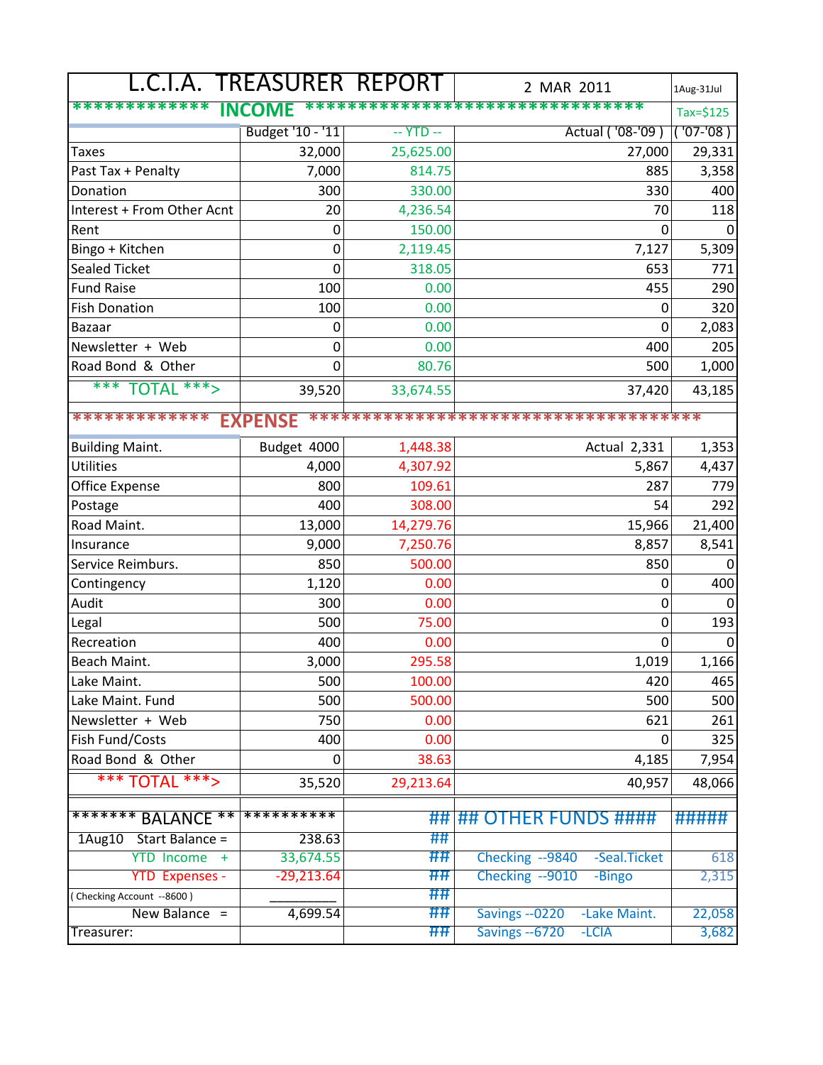| L.C.I.A. TREASURER REPORT | | 2 MAR 2011 | 1Aug-31Jul |
|---|---|---|---|---|
| ************** INCOME ********************************* | | | | Tax=$125 |
| | Budget '10 - '11 | -- YTD -- | Actual ( '08-'09 ) | ( '07-'08 ) |
| Taxes | 32,000 | 25,625.00 | 27,000 | 29,331 |
| Past Tax + Penalty | 7,000 | 814.75 | 885 | 3,358 |
| Donation | 300 | 330.00 | 330 | 400 |
| Interest + From Other Acnt | 20 | 4,236.54 | 70 | 118 |
| Rent | 0 | 150.00 | 0 | 0 |
| Bingo + Kitchen | 0 | 2,119.45 | 7,127 | 5,309 |
| Sealed Ticket | 0 | 318.05 | 653 | 771 |
| Fund Raise | 100 | 0.00 | 455 | 290 |
| Fish Donation | 100 | 0.00 | 0 | 320 |
| Bazaar | 0 | 0.00 | 0 | 2,083 |
| Newsletter + Web | 0 | 0.00 | 400 | 205 |
| Road Bond & Other | 0 | 80.76 | 500 | 1,000 |
| *** TOTAL ***> | 39,520 | 33,674.55 | 37,420 | 43,185 |
| ************** EXPENSE *************************************** | | | | |
| Building Maint. | Budget 4000 | 1,448.38 | Actual 2,331 | 1,353 |
| Utilities | 4,000 | 4,307.92 | 5,867 | 4,437 |
| Office Expense | 800 | 109.61 | 287 | 779 |
| Postage | 400 | 308.00 | 54 | 292 |
| Road Maint. | 13,000 | 14,279.76 | 15,966 | 21,400 |
| Insurance | 9,000 | 7,250.76 | 8,857 | 8,541 |
| Service Reimburs. | 850 | 500.00 | 850 | 0 |
| Contingency | 1,120 | 0.00 | 0 | 400 |
| Audit | 300 | 0.00 | 0 | 0 |
| Legal | 500 | 75.00 | 0 | 193 |
| Recreation | 400 | 0.00 | 0 | 0 |
| Beach Maint. | 3,000 | 295.58 | 1,019 | 1,166 |
| Lake Maint. | 500 | 100.00 | 420 | 465 |
| Lake Maint. Fund | 500 | 500.00 | 500 | 500 |
| Newsletter + Web | 750 | 0.00 | 621 | 261 |
| Fish Fund/Costs | 400 | 0.00 | 0 | 325 |
| Road Bond & Other | 0 | 38.63 | 4,185 | 7,954 |
| *** TOTAL ***> | 35,520 | 29,213.64 | 40,957 | 48,066 |

| | | | | |
|---|---|---|---|---|
| ******* BALANCE ** | ********** | ## | ## OTHER FUNDS #### | ##### |
| 1Aug10 Start Balance = | 238.63 | ## | | |
| YTD Income + | 33,674.55 | ## | Checking --9840 -Seal.Ticket | 618 |
| YTD Expenses - | -29,213.64 | ## | Checking --9010 -Bingo | 2,315 |
| ( Checking Account --8600 ) | __________ | ## | | |
| New Balance = | 4,699.54 | ## | Savings --0220 -Lake Maint. | 22,058 |
| Treasurer: | | ## | Savings --6720 -LCIA | 3,682 |